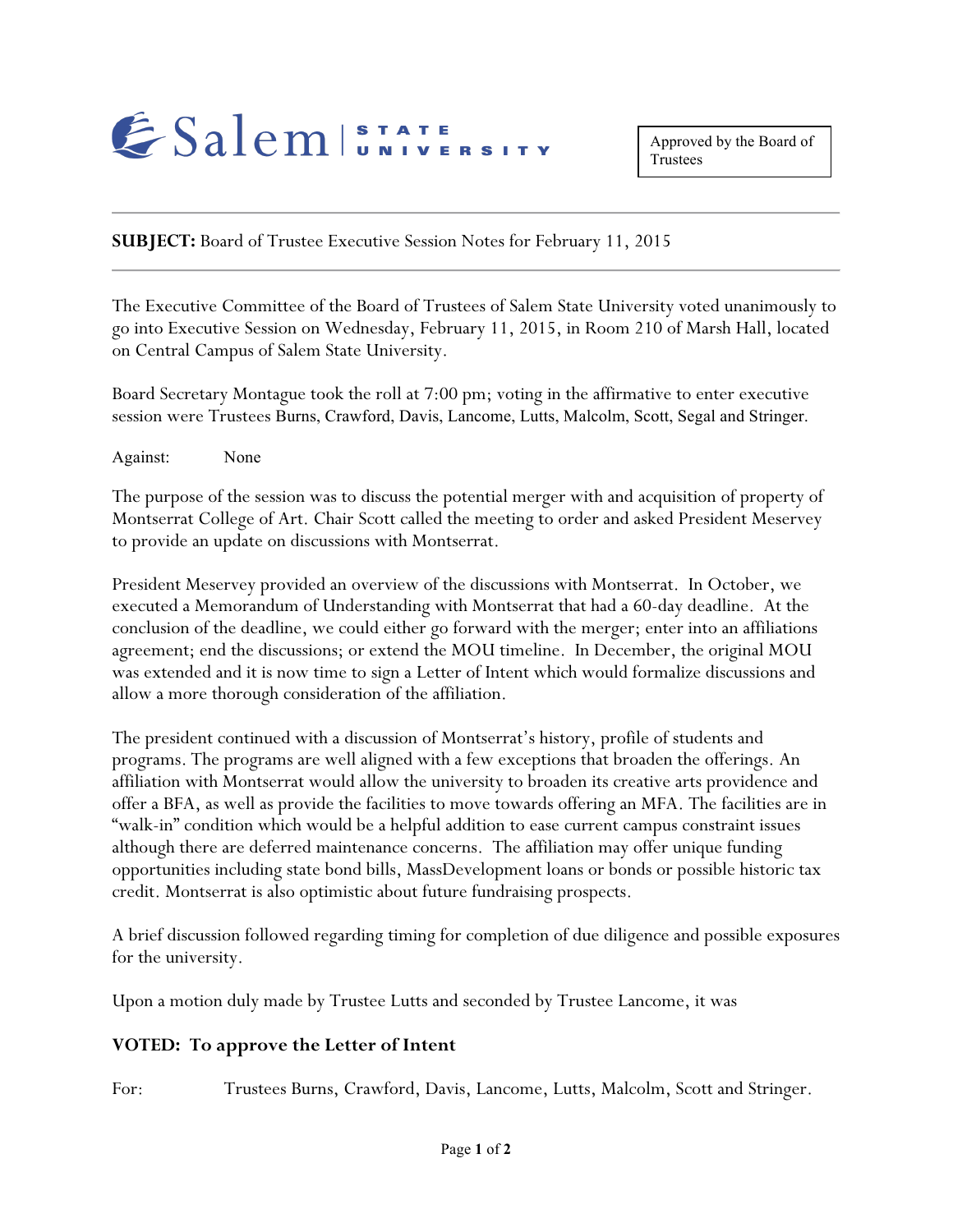Salem STATE UNIVERSITY

Approved by the Board of Trustees

**SUBJECT:** Board of Trustee Executive Session Notes for February 11, 2015

The Executive Committee of the Board of Trustees of Salem State University voted unanimously to go into Executive Session on Wednesday, February 11, 2015, in Room 210 of Marsh Hall, located on Central Campus of Salem State University.

Board Secretary Montague took the roll at 7:00 pm; voting in the affirmative to enter executive session were Trustees Burns, Crawford, Davis, Lancome, Lutts, Malcolm, Scott, Segal and Stringer.

Against: None

The purpose of the session was to discuss the potential merger with and acquisition of property of Montserrat College of Art. Chair Scott called the meeting to order and asked President Meservey to provide an update on discussions with Montserrat.

President Meservey provided an overview of the discussions with Montserrat. In October, we executed a Memorandum of Understanding with Montserrat that had a 60-day deadline. At the conclusion of the deadline, we could either go forward with the merger; enter into an affiliations agreement; end the discussions; or extend the MOU timeline. In December, the original MOU was extended and it is now time to sign a Letter of Intent which would formalize discussions and allow a more thorough consideration of the affiliation.

The president continued with a discussion of Montserrat's history, profile of students and programs. The programs are well aligned with a few exceptions that broaden the offerings. An affiliation with Montserrat would allow the university to broaden its creative arts providence and offer a BFA, as well as provide the facilities to move towards offering an MFA. The facilities are in "walk-in" condition which would be a helpful addition to ease current campus constraint issues although there are deferred maintenance concerns. The affiliation may offer unique funding opportunities including state bond bills, MassDevelopment loans or bonds or possible historic tax credit. Montserrat is also optimistic about future fundraising prospects.

A brief discussion followed regarding timing for completion of due diligence and possible exposures for the university.

Upon a motion duly made by Trustee Lutts and seconded by Trustee Lancome, it was

**VOTED: To approve the Letter of Intent**

For: Trustees Burns, Crawford, Davis, Lancome, Lutts, Malcolm, Scott and Stringer.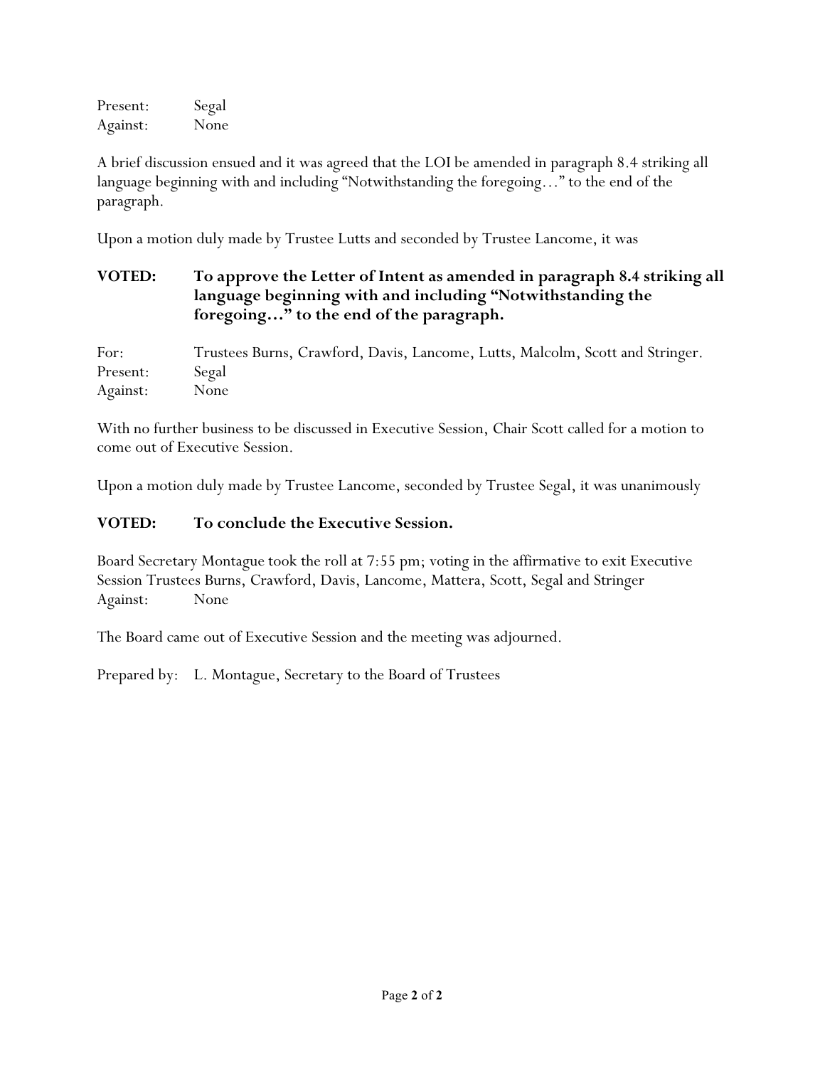Present: Segal
Against: None

A brief discussion ensued and it was agreed that the LOI be amended in paragraph 8.4 striking all language beginning with and including "Notwithstanding the foregoing…" to the end of the paragraph.

Upon a motion duly made by Trustee Lutts and seconded by Trustee Lancome, it was

**VOTED: To approve the Letter of Intent as amended in paragraph 8.4 striking all language beginning with and including "Notwithstanding the foregoing…" to the end of the paragraph.**

For: Trustees Burns, Crawford, Davis, Lancome, Lutts, Malcolm, Scott and Stringer.
Present: Segal
Against: None

With no further business to be discussed in Executive Session, Chair Scott called for a motion to come out of Executive Session.

Upon a motion duly made by Trustee Lancome, seconded by Trustee Segal, it was unanimously

**VOTED: To conclude the Executive Session.**

Board Secretary Montague took the roll at 7:55 pm; voting in the affirmative to exit Executive Session Trustees Burns, Crawford, Davis, Lancome, Mattera, Scott, Segal and Stringer
Against: None

The Board came out of Executive Session and the meeting was adjourned.

Prepared by: L. Montague, Secretary to the Board of Trustees